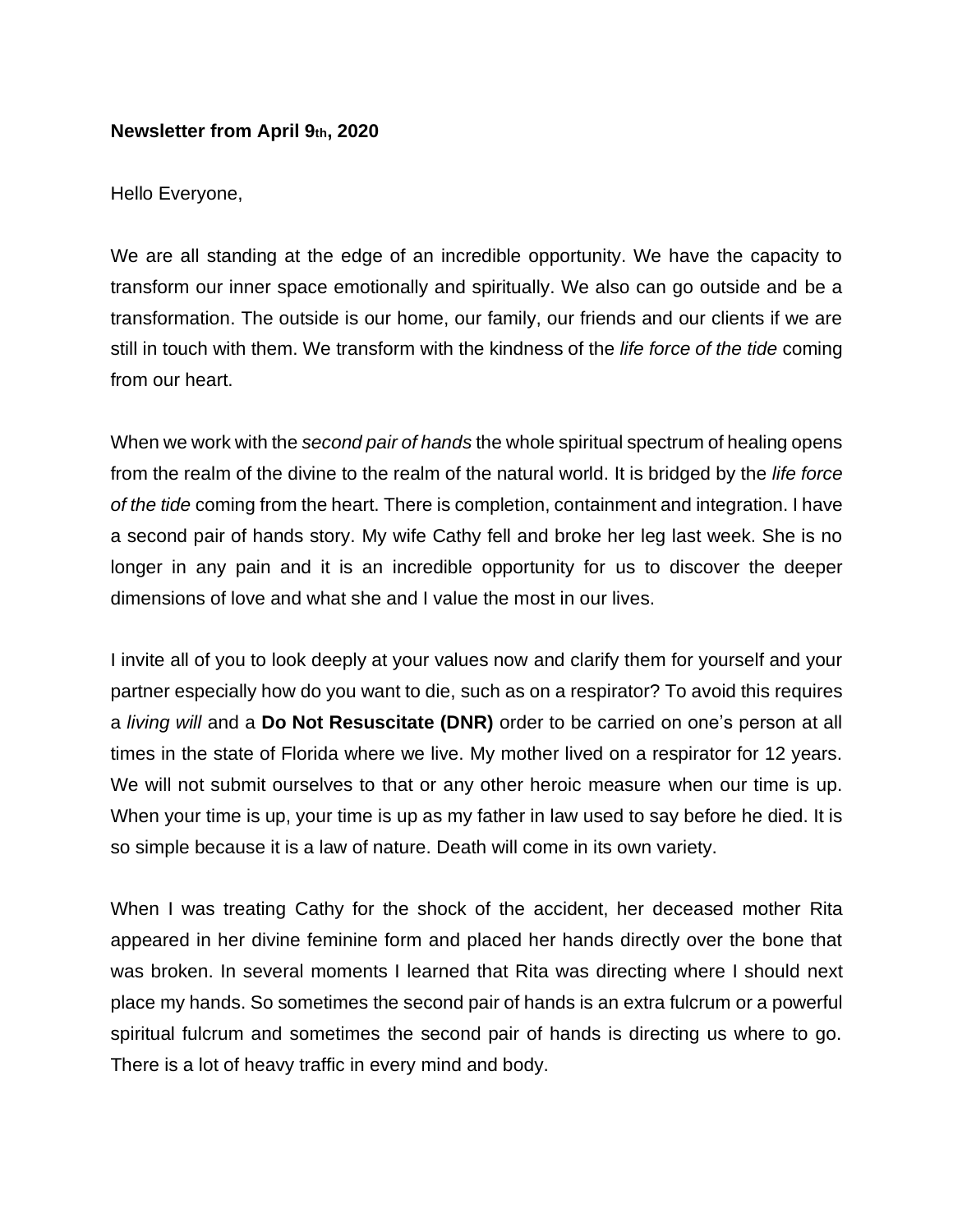**Newsletter from April 9th, 2020**

Hello Everyone,

We are all standing at the edge of an incredible opportunity. We have the capacity to transform our inner space emotionally and spiritually. We also can go outside and be a transformation. The outside is our home, our family, our friends and our clients if we are still in touch with them. We transform with the kindness of the *life force of the tide* coming from our heart.

When we work with the *second pair of hands* the whole spiritual spectrum of healing opens from the realm of the divine to the realm of the natural world. It is bridged by the *life force of the tide* coming from the heart. There is completion, containment and integration. I have a second pair of hands story. My wife Cathy fell and broke her leg last week. She is no longer in any pain and it is an incredible opportunity for us to discover the deeper dimensions of love and what she and I value the most in our lives.

I invite all of you to look deeply at your values now and clarify them for yourself and your partner especially how do you want to die, such as on a respirator? To avoid this requires a *living will* and a **Do Not Resuscitate (DNR)** order to be carried on one's person at all times in the state of Florida where we live. My mother lived on a respirator for 12 years. We will not submit ourselves to that or any other heroic measure when our time is up. When your time is up, your time is up as my father in law used to say before he died. It is so simple because it is a law of nature. Death will come in its own variety.

When I was treating Cathy for the shock of the accident, her deceased mother Rita appeared in her divine feminine form and placed her hands directly over the bone that was broken. In several moments I learned that Rita was directing where I should next place my hands. So sometimes the second pair of hands is an extra fulcrum or a powerful spiritual fulcrum and sometimes the second pair of hands is directing us where to go. There is a lot of heavy traffic in every mind and body.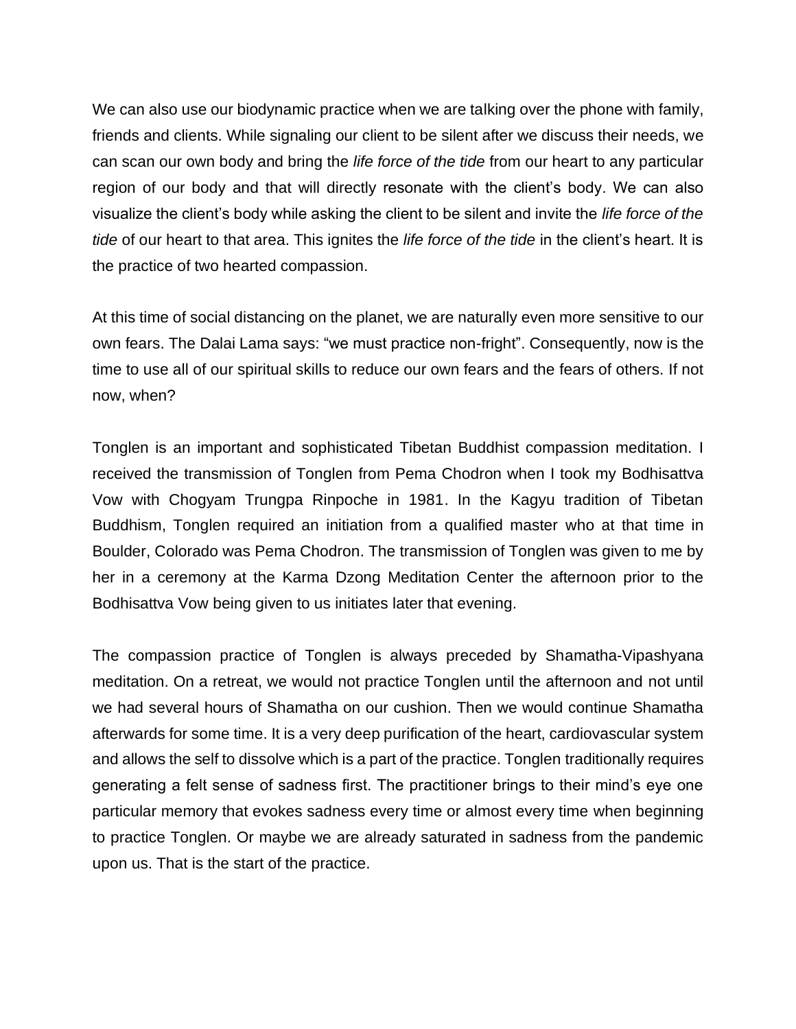We can also use our biodynamic practice when we are talking over the phone with family, friends and clients. While signaling our client to be silent after we discuss their needs, we can scan our own body and bring the *life force of the tide* from our heart to any particular region of our body and that will directly resonate with the client's body. We can also visualize the client's body while asking the client to be silent and invite the *life force of the tide* of our heart to that area. This ignites the *life force of the tide* in the client's heart. It is the practice of two hearted compassion.

At this time of social distancing on the planet, we are naturally even more sensitive to our own fears. The Dalai Lama says: "we must practice non-fright". Consequently, now is the time to use all of our spiritual skills to reduce our own fears and the fears of others. If not now, when?

Tonglen is an important and sophisticated Tibetan Buddhist compassion meditation. I received the transmission of Tonglen from Pema Chodron when I took my Bodhisattva Vow with Chogyam Trungpa Rinpoche in 1981. In the Kagyu tradition of Tibetan Buddhism, Tonglen required an initiation from a qualified master who at that time in Boulder, Colorado was Pema Chodron. The transmission of Tonglen was given to me by her in a ceremony at the Karma Dzong Meditation Center the afternoon prior to the Bodhisattva Vow being given to us initiates later that evening.

The compassion practice of Tonglen is always preceded by Shamatha-Vipashyana meditation. On a retreat, we would not practice Tonglen until the afternoon and not until we had several hours of Shamatha on our cushion. Then we would continue Shamatha afterwards for some time. It is a very deep purification of the heart, cardiovascular system and allows the self to dissolve which is a part of the practice. Tonglen traditionally requires generating a felt sense of sadness first. The practitioner brings to their mind's eye one particular memory that evokes sadness every time or almost every time when beginning to practice Tonglen. Or maybe we are already saturated in sadness from the pandemic upon us. That is the start of the practice.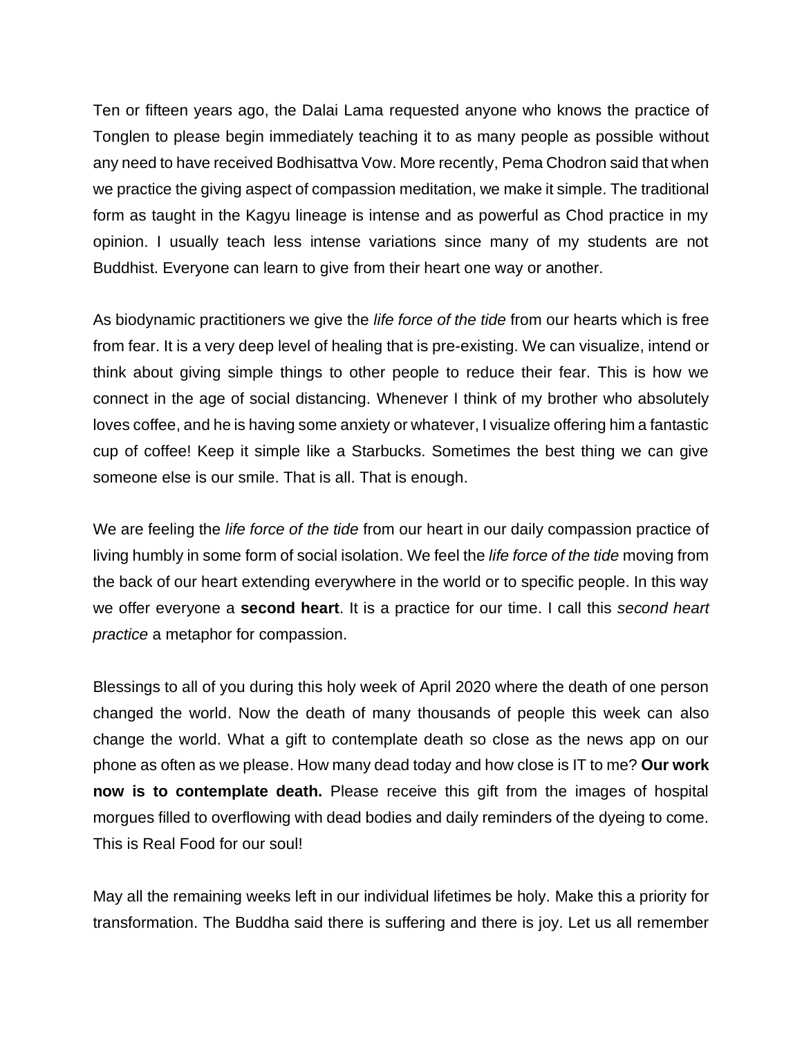Ten or fifteen years ago, the Dalai Lama requested anyone who knows the practice of Tonglen to please begin immediately teaching it to as many people as possible without any need to have received Bodhisattva Vow. More recently, Pema Chodron said that when we practice the giving aspect of compassion meditation, we make it simple. The traditional form as taught in the Kagyu lineage is intense and as powerful as Chod practice in my opinion. I usually teach less intense variations since many of my students are not Buddhist. Everyone can learn to give from their heart one way or another.

As biodynamic practitioners we give the *life force of the tide* from our hearts which is free from fear. It is a very deep level of healing that is pre-existing. We can visualize, intend or think about giving simple things to other people to reduce their fear. This is how we connect in the age of social distancing. Whenever I think of my brother who absolutely loves coffee, and he is having some anxiety or whatever, I visualize offering him a fantastic cup of coffee! Keep it simple like a Starbucks. Sometimes the best thing we can give someone else is our smile. That is all. That is enough.

We are feeling the *life force of the tide* from our heart in our daily compassion practice of living humbly in some form of social isolation. We feel the *life force of the tide* moving from the back of our heart extending everywhere in the world or to specific people. In this way we offer everyone a **second heart**. It is a practice for our time. I call this *second heart practice* a metaphor for compassion.

Blessings to all of you during this holy week of April 2020 where the death of one person changed the world. Now the death of many thousands of people this week can also change the world. What a gift to contemplate death so close as the news app on our phone as often as we please. How many dead today and how close is IT to me? **Our work now is to contemplate death.** Please receive this gift from the images of hospital morgues filled to overflowing with dead bodies and daily reminders of the dyeing to come. This is Real Food for our soul!

May all the remaining weeks left in our individual lifetimes be holy. Make this a priority for transformation. The Buddha said there is suffering and there is joy. Let us all remember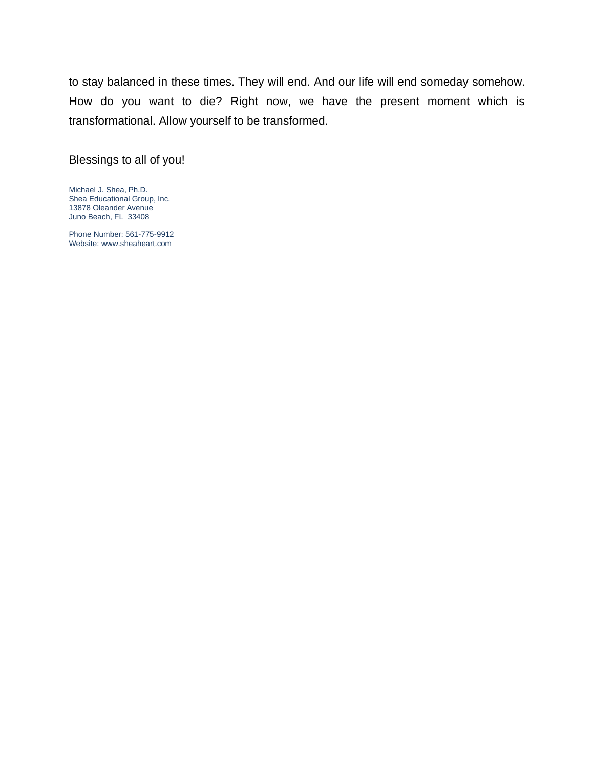to stay balanced in these times. They will end. And our life will end someday somehow. How do you want to die? Right now, we have the present moment which is transformational. Allow yourself to be transformed.

Blessings to all of you!

Michael J. Shea, Ph.D.
Shea Educational Group, Inc.
13878 Oleander Avenue
Juno Beach, FL 33408

Phone Number: 561-775-9912
Website: www.sheaheart.com